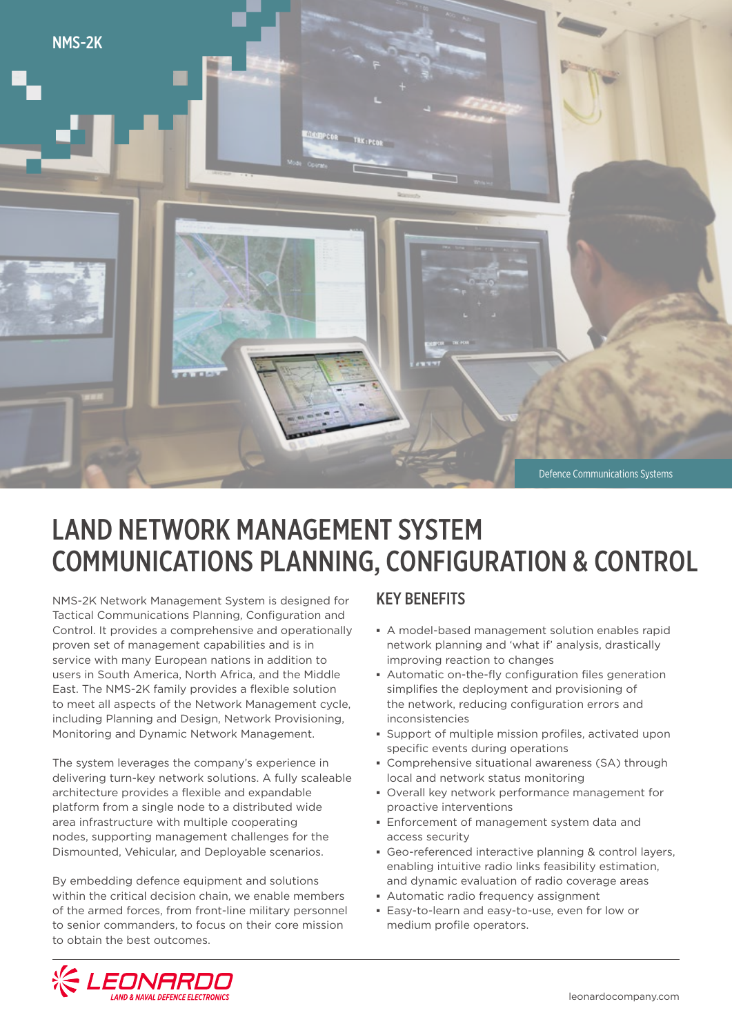NMS-2K

Defence Communications Systems

# LAND NETWORK MANAGEMENT SYSTEM COMMUNICATIONS PLANNING, CONFIGURATION & CONTROL

NMS-2K Network Management System is designed for Tactical Communications Planning, Configuration and Control. It provides a comprehensive and operationally proven set of management capabilities and is in service with many European nations in addition to users in South America, North Africa, and the Middle East. The NMS-2K family provides a flexible solution to meet all aspects of the Network Management cycle, including Planning and Design, Network Provisioning, Monitoring and Dynamic Network Management.

The system leverages the company's experience in delivering turn-key network solutions. A fully scaleable architecture provides a flexible and expandable platform from a single node to a distributed wide area infrastructure with multiple cooperating nodes, supporting management challenges for the Dismounted, Vehicular, and Deployable scenarios.

By embedding defence equipment and solutions within the critical decision chain, we enable members of the armed forces, from front-line military personnel to senior commanders, to focus on their core mission to obtain the best outcomes.

## KEY BENEFITS

- A model-based management solution enables rapid network planning and 'what if' analysis, drastically improving reaction to changes
- Automatic on-the-fly configuration files generation simplifies the deployment and provisioning of the network, reducing configuration errors and inconsistencies
- Support of multiple mission profiles, activated upon specific events during operations
- Comprehensive situational awareness (SA) through local and network status monitoring
- Overall key network performance management for proactive interventions
- Enforcement of management system data and access security
- Geo-referenced interactive planning & control layers, enabling intuitive radio links feasibility estimation, and dynamic evaluation of radio coverage areas
- Automatic radio frequency assignment
- Easy-to-learn and easy-to-use, even for low or medium profile operators.

LEONARDO LAND & NAVAL DEFENCE ELECTRONICS

leonardocompany.com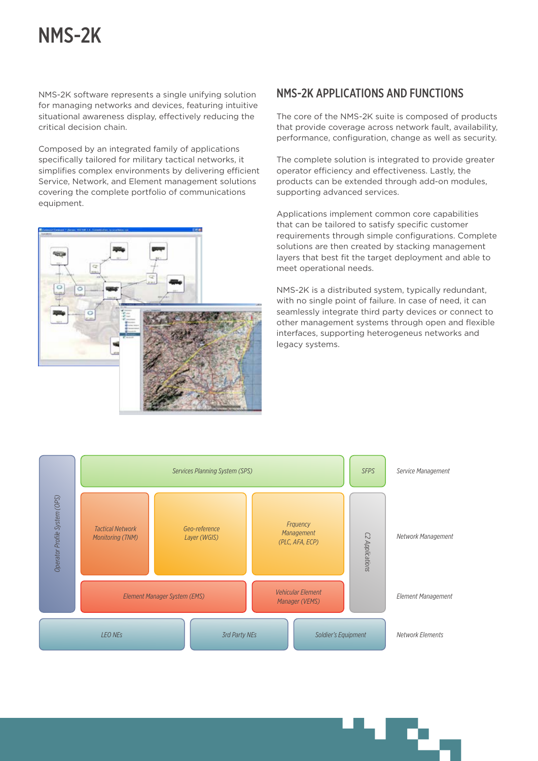# NMS-2K

NMS-2K software represents a single unifying solution for managing networks and devices, featuring intuitive situational awareness display, effectively reducing the critical decision chain.

Composed by an integrated family of applications specifically tailored for military tactical networks, it simplifies complex environments by delivering efficient Service, Network, and Element management solutions covering the complete portfolio of communications equipment.

## NMS-2K APPLICATIONS AND FUNCTIONS

The core of the NMS-2K suite is composed of products that provide coverage across network fault, availability, performance, configuration, change as well as security.

The complete solution is integrated to provide greater operator efficiency and effectiveness. Lastly, the products can be extended through add-on modules, supporting advanced services.

Applications implement common core capabilities that can be tailored to satisfy specific customer requirements through simple configurations. Complete solutions are then created by stacking management layers that best fit the target deployment and able to meet operational needs.

NMS-2K is a distributed system, typically redundant, with no single point of failure. In case of need, it can seamlessly integrate third party devices or connect to other management systems through open and flexible interfaces, supporting heterogeneus networks and legacy systems.

| Layer | Components | | | |
|---|---|---|---|---|
| Service Management | Services Planning System (SPS) | | | SFPS |
| Network Management | Tactical Network Monitoring (TNM) | Geo-reference Layer (WGIS) | Frquency Management (PLC, AFA, ECP) | C2 Applications |
| Element Management | Element Manager System (EMS) | | Vehicular Element Manager (VEMS) | C2 Applications |
| Network Elements | LEO NEs | 3rd Party NEs | Soldier's Equipment | |

*Operator Profile System (OPS)* spans the Service, Network and Element Management layers.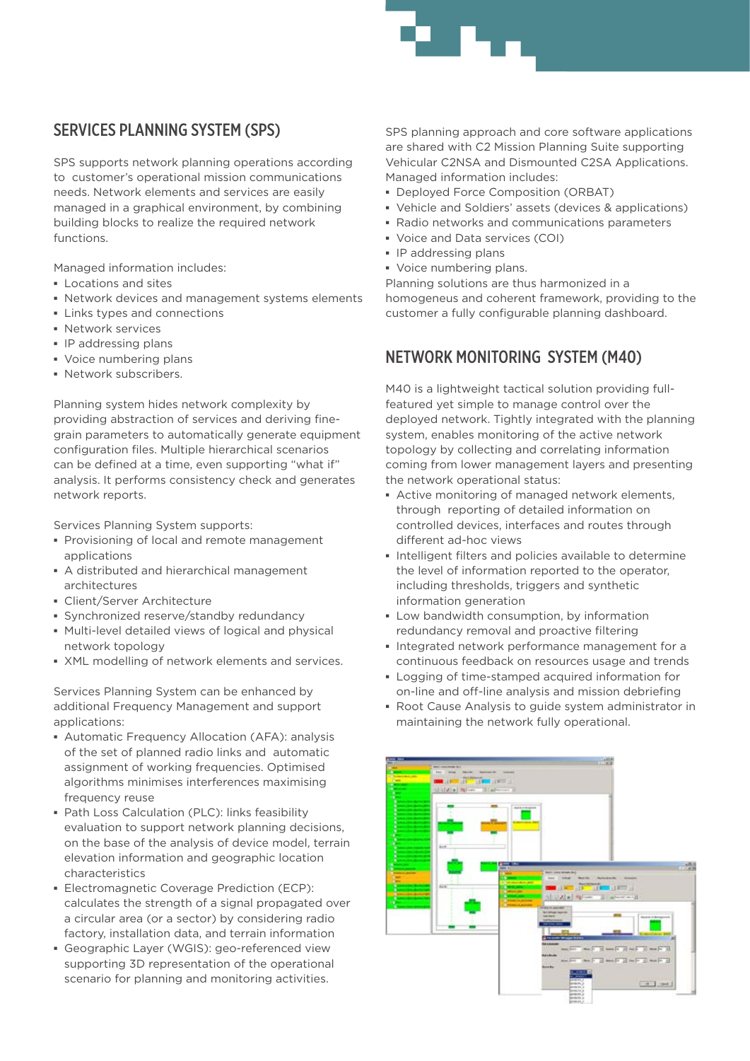## SERVICES PLANNING SYSTEM (SPS)

SPS supports network planning operations according to customer's operational mission communications needs. Network elements and services are easily managed in a graphical environment, by combining building blocks to realize the required network functions.

Managed information includes:

- Locations and sites
- Network devices and management systems elements
- Links types and connections
- Network services
- IP addressing plans
- Voice numbering plans
- Network subscribers.

Planning system hides network complexity by providing abstraction of services and deriving fine-grain parameters to automatically generate equipment configuration files. Multiple hierarchical scenarios can be defined at a time, even supporting "what if" analysis. It performs consistency check and generates network reports.

Services Planning System supports:

- Provisioning of local and remote management applications
- A distributed and hierarchical management architectures
- Client/Server Architecture
- Synchronized reserve/standby redundancy
- Multi-level detailed views of logical and physical network topology
- XML modelling of network elements and services.

Services Planning System can be enhanced by additional Frequency Management and support applications:

- Automatic Frequency Allocation (AFA): analysis of the set of planned radio links and automatic assignment of working frequencies. Optimised algorithms minimises interferences maximising frequency reuse
- Path Loss Calculation (PLC): links feasibility evaluation to support network planning decisions, on the base of the analysis of device model, terrain elevation information and geographic location characteristics
- Electromagnetic Coverage Prediction (ECP): calculates the strength of a signal propagated over a circular area (or a sector) by considering radio factory, installation data, and terrain information
- Geographic Layer (WGIS): geo-referenced view supporting 3D representation of the operational scenario for planning and monitoring activities.

SPS planning approach and core software applications are shared with C2 Mission Planning Suite supporting Vehicular C2NSA and Dismounted C2SA Applications. Managed information includes:

- Deployed Force Composition (ORBAT)
- Vehicle and Soldiers' assets (devices & applications)
- Radio networks and communications parameters
- Voice and Data services (COI)
- IP addressing plans
- Voice numbering plans.

Planning solutions are thus harmonized in a homogeneus and coherent framework, providing to the customer a fully configurable planning dashboard.

## NETWORK MONITORING SYSTEM (M40)

M40 is a lightweight tactical solution providing full-featured yet simple to manage control over the deployed network. Tightly integrated with the planning system, enables monitoring of the active network topology by collecting and correlating information coming from lower management layers and presenting the network operational status:

- Active monitoring of managed network elements, through reporting of detailed information on controlled devices, interfaces and routes through different ad-hoc views
- Intelligent filters and policies available to determine the level of information reported to the operator, including thresholds, triggers and synthetic information generation
- Low bandwidth consumption, by information redundancy removal and proactive filtering
- Integrated network performance management for a continuous feedback on resources usage and trends
- Logging of time-stamped acquired information for on-line and off-line analysis and mission debriefing
- Root Cause Analysis to guide system administrator in maintaining the network fully operational.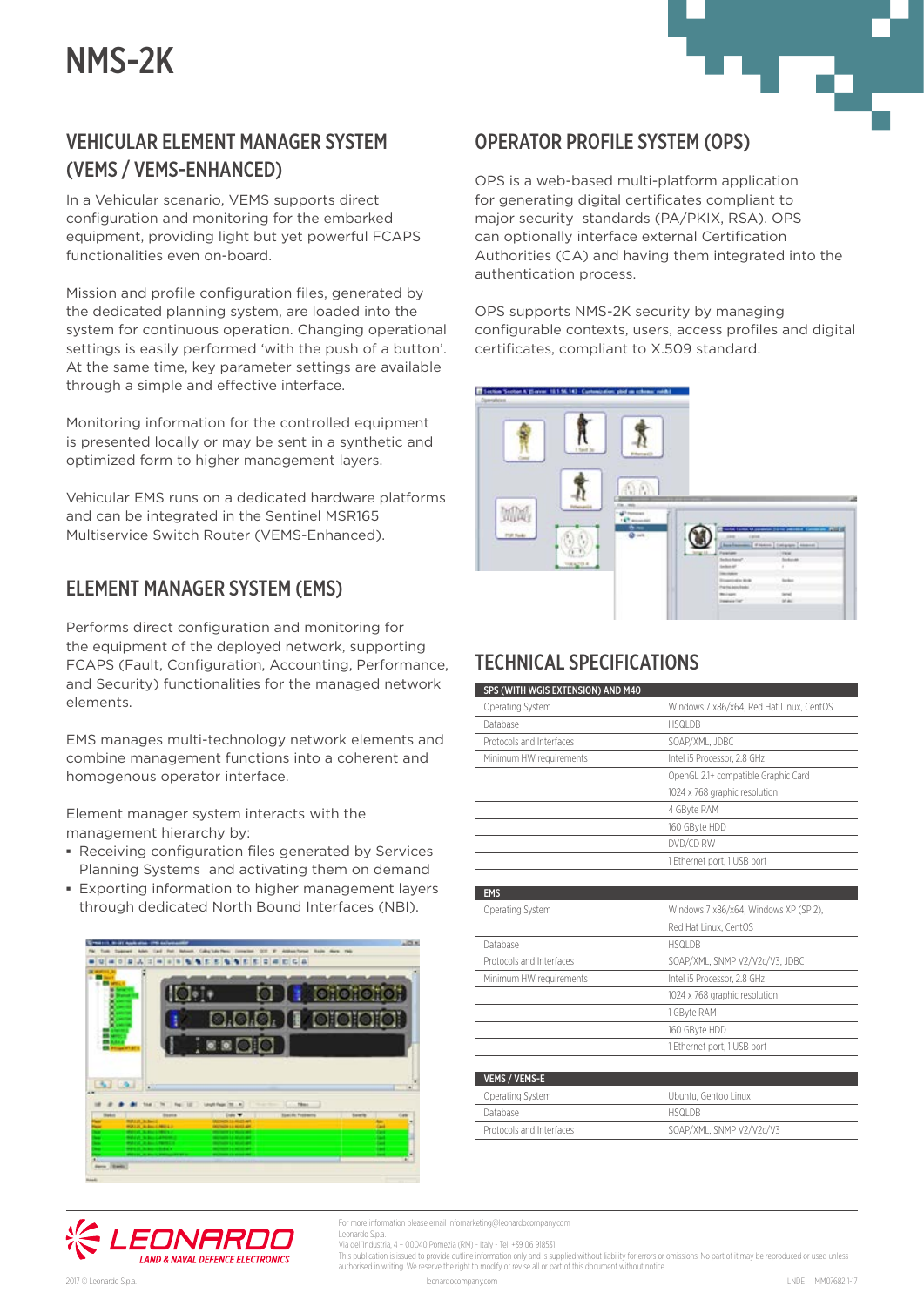# NMS-2K

## VEHICULAR ELEMENT MANAGER SYSTEM (VEMS / VEMS-ENHANCED)

In a Vehicular scenario, VEMS supports direct configuration and monitoring for the embarked equipment, providing light but yet powerful FCAPS functionalities even on-board.

Mission and profile configuration files, generated by the dedicated planning system, are loaded into the system for continuous operation. Changing operational settings is easily performed 'with the push of a button'. At the same time, key parameter settings are available through a simple and effective interface.

Monitoring information for the controlled equipment is presented locally or may be sent in a synthetic and optimized form to higher management layers.

Vehicular EMS runs on a dedicated hardware platforms and can be integrated in the Sentinel MSR165 Multiservice Switch Router (VEMS-Enhanced).

## ELEMENT MANAGER SYSTEM (EMS)

Performs direct configuration and monitoring for the equipment of the deployed network, supporting FCAPS (Fault, Configuration, Accounting, Performance, and Security) functionalities for the managed network elements.

EMS manages multi-technology network elements and combine management functions into a coherent and homogenous operator interface.

Element manager system interacts with the management hierarchy by:

- Receiving configuration files generated by Services Planning Systems and activating them on demand
- Exporting information to higher management layers through dedicated North Bound Interfaces (NBI).

## OPERATOR PROFILE SYSTEM (OPS)

OPS is a web-based multi-platform application for generating digital certificates compliant to major security standards (PA/PKIX, RSA). OPS can optionally interface external Certification Authorities (CA) and having them integrated into the authentication process.

OPS supports NMS-2K security by managing configurable contexts, users, access profiles and digital certificates, compliant to X.509 standard.

## TECHNICAL SPECIFICATIONS

| SPS (WITH WGIS EXTENSION) AND M40 | |
|---|---|
| Operating System | Windows 7 x86/x64, Red Hat Linux, CentOS |
| Database | HSQLDB |
| Protocols and Interfaces | SOAP/XML, JDBC |
| Minimum HW requirements | Intel i5 Processor, 2.8 GHz |
| | OpenGL 2.1+ compatible Graphic Card |
| | 1024 x 768 graphic resolution |
| | 4 GByte RAM |
| | 160 GByte HDD |
| | DVD/CD RW |
| | 1 Ethernet port, 1 USB port |

| EMS | |
|---|---|
| Operating System | Windows 7 x86/x64, Windows XP (SP 2), Red Hat Linux, CentOS |
| Database | HSQLDB |
| Protocols and Interfaces | SOAP/XML, SNMP V2/V2c/V3, JDBC |
| Minimum HW requirements | Intel i5 Processor, 2.8 GHz |
| | 1024 x 768 graphic resolution |
| | 1 GByte RAM |
| | 160 GByte HDD |
| | 1 Ethernet port, 1 USB port |

| VEMS / VEMS-E | |
|---|---|
| Operating System | Ubuntu, Gentoo Linux |
| Database | HSQLDB |
| Protocols and Interfaces | SOAP/XML, SNMP V2/V2c/V3 |

LEONARDO
LAND & NAVAL DEFENCE ELECTRONICS

For more information please email infomarketing@leonardocompany.com

Leonardo S.p.a.
Via dell'Industria, 4 - 00040 Pomezia (RM) - Italy - Tel: +39 06 918531

This publication is issued to provide outline information only and is supplied without liability for errors or omissions. No part of it may be reproduced or used unless authorised in writing. We reserve the right to modify or revise all or part of this document without notice.

2017 © Leonardo S.p.a. leonardocompany.com LNDE MM07682 1-17